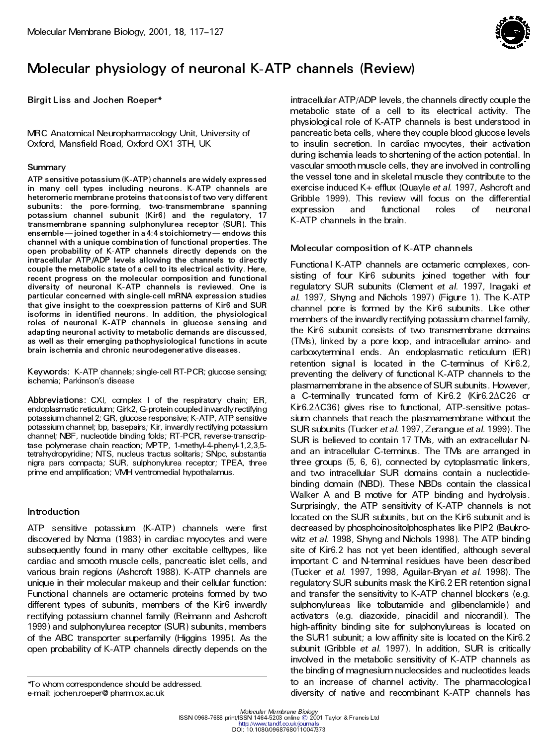# Molecular physiology of neuronal K-ATP channels (Review)

Birgit Liss and Jochen Roeper*

MRC Anatomical Neuropharmacology Unit, University of Oxford, Mansfield Road, Oxford OX1 3TH, UK

## Summary

**ATP sensitive potassium (K-ATP) channels are widely expressed in many cell types including neurons. K-ATP channels are heteromeric membrane proteins that consist of two very different subunits: the pore-forming, two-transmembrane spanning potassium channel subunit (Kir6) and the regulatory, 17 transmembrane spanning sulphonylurea receptor (SUR). This ensemble—joined together in a 4:4 stoichiometry—endows this channel with a unique combination of functional properties. The open probability of K-ATP channels directly depends on the intracellular ATP/ADP levels allowing the channels to directly couple the metabolic state of a cell to its electrical activity. Here, recent progress on the molecular composition and functional diversity of neuronal K-ATP channels is reviewed. One is particular concerned with single-cell mRNA expression studies that give insight to the coexpression patterns of Kir6 and SUR isoforms in identified neurons. In addition, the physiological roles of neuronal K-ATP channels in glucose sensing and adapting neuronal activity to metabolic demands are discussed, as well as their emerging pathophysiological functions in acute brain ischemia and chronic neurodegenerative diseases.**

**Keywords:** K-ATP channels; single-cell RT-PCR; glucose sensing; ischemia; Parkinson's disease

**Abbreviations:** CXI, complex I of the respiratory chain; ER, endoplasmatic reticulum; Girk2, G-protein coupled inwardly rectifying potassium channel 2; GR, glucose responsive; K-ATP, ATP sensitive potassium channel; bp, basepairs; Kir, inwardly rectifying potassium channel; NBF, nucleotide binding folds; RT-PCR, reverse-transcriptase polymerase chain reaction; MPTP, 1-methyl-4-phenyl-1,2,3,5-tetrahydropyridine; NTS, nucleus tractus solitaris; SNpc, substantia nigra pars compacta; SUR, sulphonylurea receptor; TPEA, three prime end amplification; VMH ventromedial hypothalamus.

## Introduction

ATP sensitive potassium (K-ATP) channels were first discovered by Noma (1983) in cardiac myocytes and were subsequently found in many other excitable celltypes, like cardiac and smooth muscle cells, pancreatic islet cells, and various brain regions (Ashcroft 1988). K-ATP channels are unique in their molecular makeup and their cellular function: Functional channels are octameric proteins formed by two different types of subunits, members of the Kir6 inwardly rectifying potassium channel family (Reimann and Ashcroft 1999) and sulphonylurea receptor (SUR) subunits, members of the ABC transporter superfamily (Higgins 1995). As the open probability of K-ATP channels directly depends on the intracellular ATP/ADP levels, the channels directly couple the metabolic state of a cell to its electrical activity. The physiological role of K-ATP channels is best understood in pancreatic beta cells, where they couple blood glucose levels to insulin secretion. In cardiac myocytes, their activation during ischemia leads to shortening of the action potential. In vascular smooth muscle cells, they are involved in controlling the vessel tone and in skeletal muscle they contribute to the exercise induced K+ efflux (Quayle *et al.* 1997, Ashcroft and Gribble 1999). This review will focus on the differential expression and functional roles of neuronal K-ATP channels in the brain.

## Molecular composition of K-ATP channels

Functional K-ATP channels are octameric complexes, consisting of four Kir6 subunits joined together with four regulatory SUR subunits (Clement *et al.* 1997, Inagaki *et al.* 1997, Shyng and Nichols 1997) (Figure 1). The K-ATP channel pore is formed by the Kir6 subunits. Like other members of the inwardly rectifying potassium channel family, the Kir6 subunit consists of two transmembrane domains (TMs), linked by a pore loop, and intracellular amino- and carboxyterminal ends. An endoplasmatic reticulum (ER) retention signal is located in the C-terminus of Kir6.2, preventing the delivery of functional K-ATP channels to the plasmamembrane in the absence of SUR subunits. However, a C-terminally truncated form of Kir6.2 (Kir6.2ΔC26 or Kir6.2ΔC36) gives rise to functional, ATP-sensitive potassium channels that reach the plasmamembrane without the SUR subunits (Tucker *et al.* 1997, Zerangue *et al.* 1999). The SUR is believed to contain 17 TMs, with an extracellular N- and an intracellular C-terminus. The TMs are arranged in three groups (5, 6, 6), connected by cytoplasmatic linkers, and two intracellular SUR domains contain a nucleotide-binding domain (NBD). These NBDs contain the classical Walker A and B motive for ATP binding and hydrolysis. Surprisingly, the ATP sensitivity of K-ATP channels is not located on the SUR subunits, but on the Kir6.2 subunit and is decreased by phosphoinositolphosphates like PIP2 (Baukrowitz *et al.* 1998, Shyng and Nichols 1998). The ATP binding site of Kir6.2 has not yet been identified, although several important C and N-terminal residues have been described (Tucker *et al.* 1997, 1998, Aguilar-Bryan *et al.* 1998). The regulatory SUR subunits mask the Kir6.2 ER retention signal and transfer the sensitivity to K-ATP channel blockers (e.g. sulphonylureas like tolbutamide and glibenclamide) and activators (e.g. diazoxide, pinacidil and nicorandil). The high-affinity binding site for sulphonylureas is located on the SUR1 subunit; a low affinity site is located on the Kir6.2 subunit (Gribble *et al.* 1997). In addition, SUR is critically involved in the metabolic sensitivity of K-ATP channels as the binding of magnesium nucleosides and nucleotides leads to an increase of channel activity. The pharmacological diversity of native and recombinant K-ATP channels has

*To whom correspondence should be addressed.
e-mail: jochen.roeper@pharm.ox.ac.uk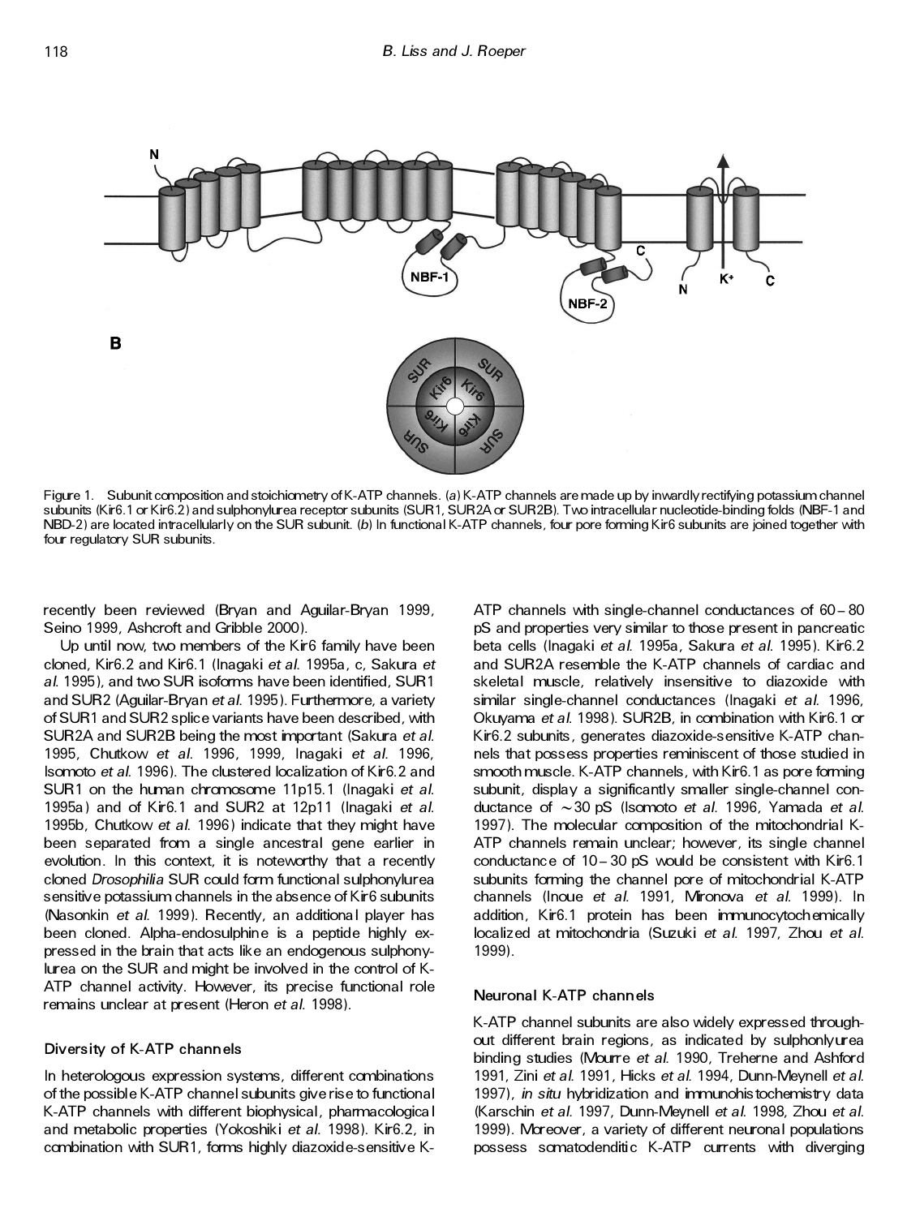Figure 1. Subunit composition and stoichiometry of K-ATP channels. (*a*) K-ATP channels are made up by inwardly rectifying potassium channel subunits (Kir6.1 or Kir6.2) and sulphonylurea receptor subunits (SUR1, SUR2A or SUR2B). Two intracellular nucleotide-binding folds (NBF-1 and NBD-2) are located intracellularly on the SUR subunit. (*b*) In functional K-ATP channels, four pore forming Kir6 subunits are joined together with four regulatory SUR subunits.

recently been reviewed (Bryan and Aguilar-Bryan 1999, Seino 1999, Ashcroft and Gribble 2000).

Up until now, two members of the Kir6 family have been cloned, Kir6.2 and Kir6.1 (Inagaki *et al.* 1995a, c, Sakura *et al.* 1995), and two SUR isoforms have been identified, SUR1 and SUR2 (Aguilar-Bryan *et al.* 1995). Furthermore, a variety of SUR1 and SUR2 splice variants have been described, with SUR2A and SUR2B being the most important (Sakura *et al.* 1995, Chutkow *et al.* 1996, 1999, Inagaki *et al.* 1996, Isomoto *et al.* 1996). The clustered localization of Kir6.2 and SUR1 on the human chromosome 11p15.1 (Inagaki *et al.* 1995a) and of Kir6.1 and SUR2 at 12p11 (Inagaki *et al.* 1995b, Chutkow *et al.* 1996) indicate that they might have been separated from a single ancestral gene earlier in evolution. In this context, it is noteworthy that a recently cloned *Drosophilia* SUR could form functional sulphonylurea sensitive potassium channels in the absence of Kir6 subunits (Nasonkin *et al.* 1999). Recently, an additional player has been cloned. Alpha-endosulphine is a peptide highly expressed in the brain that acts like an endogenous sulphonylurea on the SUR and might be involved in the control of K-ATP channel activity. However, its precise functional role remains unclear at present (Heron *et al.* 1998).

## Diversity of K-ATP channels

In heterologous expression systems, different combinations of the possible K-ATP channel subunits give rise to functional K-ATP channels with different biophysical, pharmacological and metabolic properties (Yokoshiki *et al.* 1998). Kir6.2, in combination with SUR1, forms highly diazoxide-sensitive K-ATP channels with single-channel conductances of 60–80 pS and properties very similar to those present in pancreatic beta cells (Inagaki *et al.* 1995a, Sakura *et al.* 1995). Kir6.2 and SUR2A resemble the K-ATP channels of cardiac and skeletal muscle, relatively insensitive to diazoxide with similar single-channel conductances (Inagaki *et al.* 1996, Okuyama *et al.* 1998). SUR2B, in combination with Kir6.1 or Kir6.2 subunits, generates diazoxide-sensitive K-ATP channels that possess properties reminiscent of those studied in smooth muscle. K-ATP channels, with Kir6.1 as pore forming subunit, display a significantly smaller single-channel conductance of ~30 pS (Isomoto *et al.* 1996, Yamada *et al.* 1997). The molecular composition of the mitochondrial K-ATP channels remain unclear; however, its single channel conductance of 10–30 pS would be consistent with Kir6.1 subunits forming the channel pore of mitochondrial K-ATP channels (Inoue *et al.* 1991, Mironova *et al.* 1999). In addition, Kir6.1 protein has been immunocytochemically localized at mitochondria (Suzuki *et al.* 1997, Zhou *et al.* 1999).

## Neuronal K-ATP channels

K-ATP channel subunits are also widely expressed throughout different brain regions, as indicated by sulphonlyurea binding studies (Mourre *et al.* 1990, Treherne and Ashford 1991, Zini *et al.* 1991, Hicks *et al.* 1994, Dunn-Meynell *et al.* 1997), *in situ* hybridization and immunohistochemistry data (Karschin *et al.* 1997, Dunn-Meynell *et al.* 1998, Zhou *et al.* 1999). Moreover, a variety of different neuronal populations possess somatodenditic K-ATP currents with diverging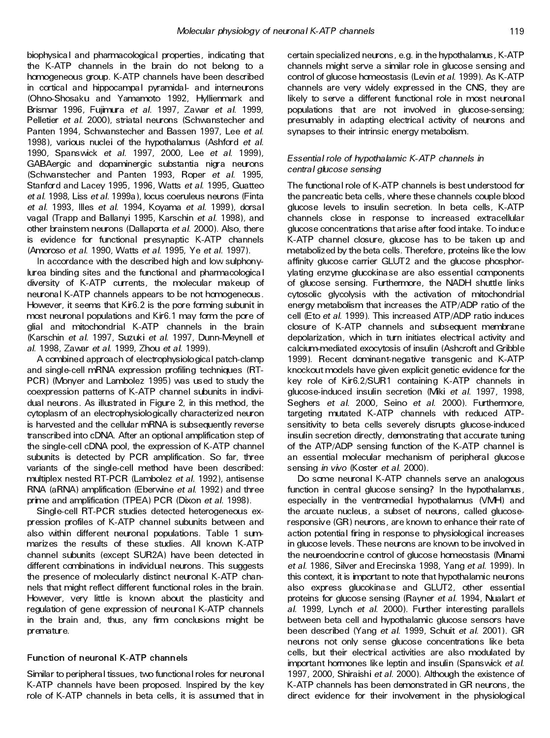biophysical and pharmacological properties, indicating that the K-ATP channels in the brain do not belong to a homogeneous group. K-ATP channels have been described in cortical and hippocampal pyramidal- and interneurons (Ohno-Shosaku and Yamamoto 1992, Hyllienmark and Brismar 1996, Fujimura *et al.* 1997, Zawar *et al.* 1999, Pelletier *et al.* 2000), striatal neurons (Schwanstecher and Panten 1994, Schwanstecher and Bassen 1997, Lee *et al.* 1998), various nuclei of the hypothalamus (Ashford *et al.* 1990, Spanswick *et al.* 1997, 2000, Lee *et al.* 1999), GABAergic and dopaminergic substantia nigra neurons (Schwanstecher and Panten 1993, Roper *et al.* 1995, Stanford and Lacey 1995, 1996, Watts *et al.* 1995, Guatteo *et al.* 1998, Liss *et al.* 1999a), locus coeruleus neurons (Finta *et al.* 1993, Illes *et al.* 1994, Koyama *et al.* 1999), dorsal vagal (Trapp and Ballanyi 1995, Karschin *et al.* 1998), and other brainstem neurons (Dallaporta *et al.* 2000). Also, there is evidence for functional presynaptic K-ATP channels (Amoroso *et al.* 1990, Watts *et al.* 1995, Ye *et al.* 1997).

In accordance with the described high and low sulphonylurea binding sites and the functional and pharmacological diversity of K-ATP currents, the molecular makeup of neuronal K-ATP channels appears to be not homogeneous. However, it seems that Kir6.2 is the pore forming subunit in most neuronal populations and Kir6.1 may form the pore of glial and mitochondrial K-ATP channels in the brain (Karschin *et al.* 1997, Suzuki *et al.* 1997, Dunn-Meynell *et al.* 1998, Zawar *et al.* 1999, Zhou *et al.* 1999).

A combined approach of electrophysiological patch-clamp and single-cell mRNA expression profiling techniques (RT-PCR) (Monyer and Lambolez 1995) was used to study the coexpression patterns of K-ATP channel subunits in individual neurons. As illustrated in Figure 2, in this method, the cytoplasm of an electrophysiologically characterized neuron is harvested and the cellular mRNA is subsequently reverse transcribed into cDNA. After an optional amplification step of the single-cell cDNA pool, the expression of K-ATP channel subunits is detected by PCR amplification. So far, three variants of the single-cell method have been described: multiplex nested RT-PCR (Lambolez *et al.* 1992), antisense RNA (aRNA) amplification (Eberwine *et al.* 1992) and three prime and amplification (TPEA) PCR (Dixon *et al.* 1998).

Single-cell RT-PCR studies detected heterogeneous expression profiles of K-ATP channel subunits between and also within different neuronal populations. Table 1 summarizes the results of these studies. All known K-ATP channel subunits (except SUR2A) have been detected in different combinations in individual neurons. This suggests the presence of molecularly distinct neuronal K-ATP channels that might reflect different functional roles in the brain. However, very little is known about the plasticity and regulation of gene expression of neuronal K-ATP channels in the brain and, thus, any firm conclusions might be premature.

## Function of neuronal K-ATP channels

Similar to peripheral tissues, two functional roles for neuronal K-ATP channels have been proposed. Inspired by the key role of K-ATP channels in beta cells, it is assumed that in certain specialized neurons, e.g. in the hypothalamus, K-ATP channels might serve a similar role in glucose sensing and control of glucose homeostasis (Levin *et al.* 1999). As K-ATP channels are very widely expressed in the CNS, they are likely to serve a different functional role in most neuronal populations that are not involved in glucose-sensing; presumably in adapting electrical activity of neurons and synapses to their intrinsic energy metabolism.

### *Essential role of hypothalamic K-ATP channels in central glucose sensing*

The functional role of K-ATP channels is best understood for the pancreatic beta cells, where these channels couple blood glucose levels to insulin secretion. In beta cells, K-ATP channels close in response to increased extracellular glucose concentrations that arise after food intake. To induce K-ATP channel closure, glucose has to be taken up and metabolized by the beta cells. Therefore, proteins like the low affinity glucose carrier GLUT2 and the glucose phosphorylating enzyme glucokinase are also essential components of glucose sensing. Furthermore, the NADH shuttle links cytosolic glycolysis with the activation of mitochondrial energy metabolism that increases the ATP/ADP ratio of the cell (Eto *et al.* 1999). This increased ATP/ADP ratio induces closure of K-ATP channels and subsequent membrane depolarization, which in turn initiates electrical activity and calcium-mediated exocytosis of insulin (Ashcroft and Gribble 1999). Recent dominant-negative transgenic and K-ATP knockout models have given explicit genetic evidence for the key role of Kir6.2/SUR1 containing K-ATP channels in glucose-induced insulin secretion (Miki *et al.* 1997, 1998, Seghers *et al.* 2000, Seino *et al.* 2000). Furthermore, targeting mutated K-ATP channels with reduced ATP-sensitivity to beta cells severely disrupts glucose-induced insulin secretion directly, demonstrating that accurate tuning of the ATP/ADP sensing function of the K-ATP channel is an essential molecular mechanism of peripheral glucose sensing *in vivo* (Koster *et al.* 2000).

Do some neuronal K-ATP channels serve an analogous function in central glucose sensing? In the hypothalamus, especially in the ventromedial hypothalamus (VMH) and the arcuate nucleus, a subset of neurons, called glucose-responsive (GR) neurons, are known to enhance their rate of action potential firing in response to physiological increases in glucose levels. These neurons are known to be involved in the neuroendocrine control of glucose homeostasis (Minami *et al.* 1986, Silver and Erecinska 1998, Yang *et al.* 1999). In this context, it is important to note that hypothalamic neurons also express glucokinase and GLUT2, other essential proteins for glucose sensing (Rayner *et al.* 1994, Nualart *et al.* 1999, Lynch *et al.* 2000). Further interesting parallels between beta cell and hypothalamic glucose sensors have been described (Yang *et al.* 1999, Schuit *et al.* 2001). GR neurons not only sense glucose concentrations like beta cells, but their electrical activities are also modulated by important hormones like leptin and insulin (Spanswick *et al.* 1997, 2000, Shiraishi *et al.* 2000). Although the existence of K-ATP channels has been demonstrated in GR neurons, the direct evidence for their involvement in the physiological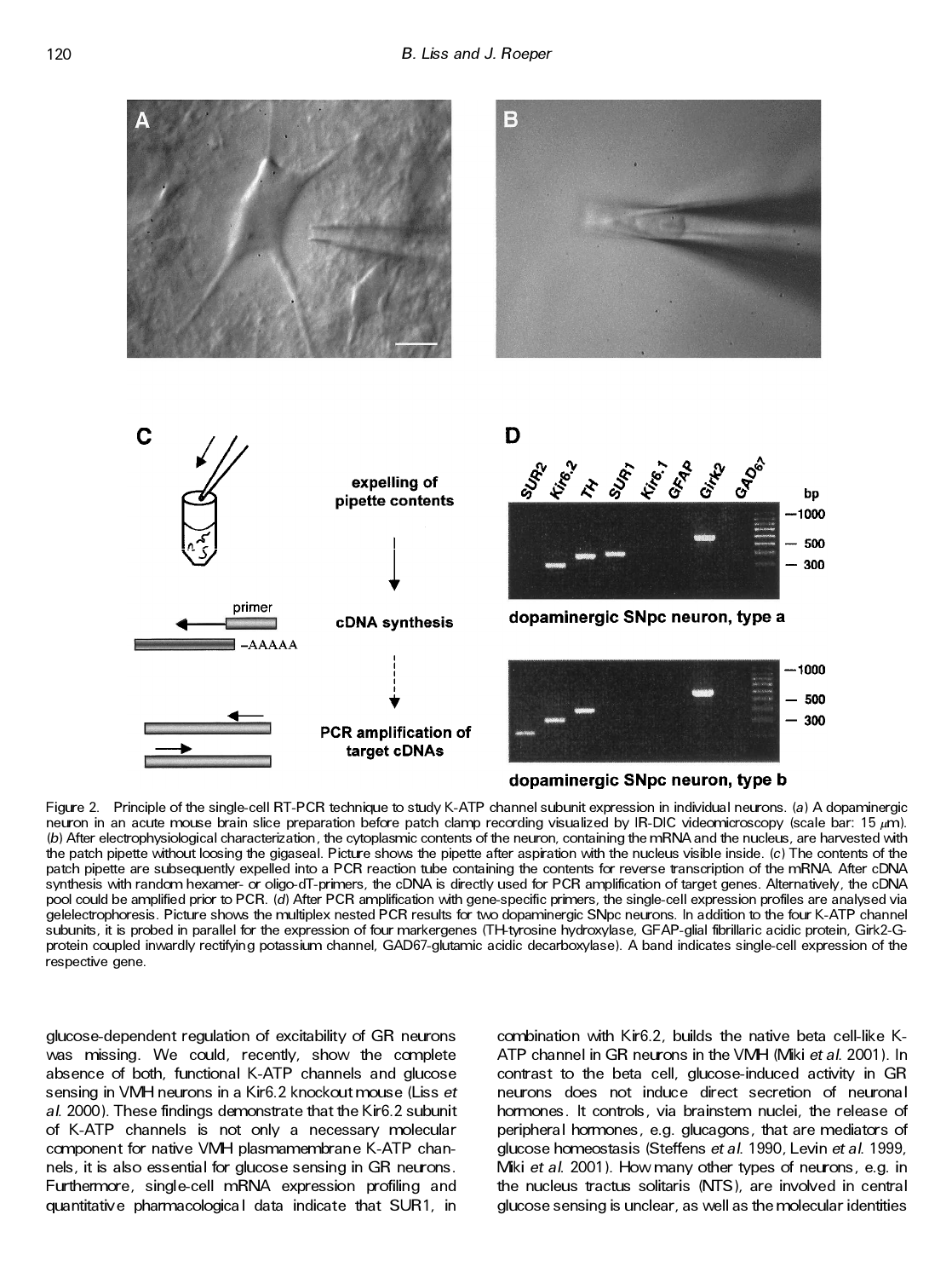Figure 2. Principle of the single-cell RT-PCR technique to study K-ATP channel subunit expression in individual neurons. (*a*) A dopaminergic neuron in an acute mouse brain slice preparation before patch clamp recording visualized by IR-DIC videomicroscopy (scale bar: 15 μm). (*b*) After electrophysiological characterization, the cytoplasmic contents of the neuron, containing the mRNA and the nucleus, are harvested with the patch pipette without loosing the gigaseal. Picture shows the pipette after aspiration with the nucleus visible inside. (*c*) The contents of the patch pipette are subsequently expelled into a PCR reaction tube containing the contents for reverse transcription of the mRNA. After cDNA synthesis with random hexamer- or oligo-dT-primers, the cDNA is directly used for PCR amplification of target genes. Alternatively, the cDNA pool could be amplified prior to PCR. (*d*) After PCR amplification with gene-specific primers, the single-cell expression profiles are analysed via gelelectrophoresis. Picture shows the multiplex nested PCR results for two dopaminergic SNpc neurons. In addition to the four K-ATP channel subunits, it is probed in parallel for the expression of four markergenes (TH-tyrosine hydroxylase, GFAP-glial fibrillaric acidic protein, Girk2-G-protein coupled inwardly rectifying potassium channel, GAD67-glutamic acidic decarboxylase). A band indicates single-cell expression of the respective gene.

glucose-dependent regulation of excitability of GR neurons was missing. We could, recently, show the complete absence of both, functional K-ATP channels and glucose sensing in VMH neurons in a Kir6.2 knockout mouse (Liss *et al.* 2000). These findings demonstrate that the Kir6.2 subunit of K-ATP channels is not only a necessary molecular component for native VMH plasmamembrane K-ATP channels, it is also essential for glucose sensing in GR neurons. Furthermore, single-cell mRNA expression profiling and quantitative pharmacological data indicate that SUR1, in combination with Kir6.2, builds the native beta cell-like K-ATP channel in GR neurons in the VMH (Miki *et al.* 2001). In contrast to the beta cell, glucose-induced activity in GR neurons does not induce direct secretion of neuronal hormones. It controls, via brainstem nuclei, the release of peripheral hormones, e.g. glucagons, that are mediators of glucose homeostasis (Steffens *et al.* 1990, Levin *et al.* 1999, Miki *et al.* 2001). How many other types of neurons, e.g. in the nucleus tractus solitaris (NTS), are involved in central glucose sensing is unclear, as well as the molecular identities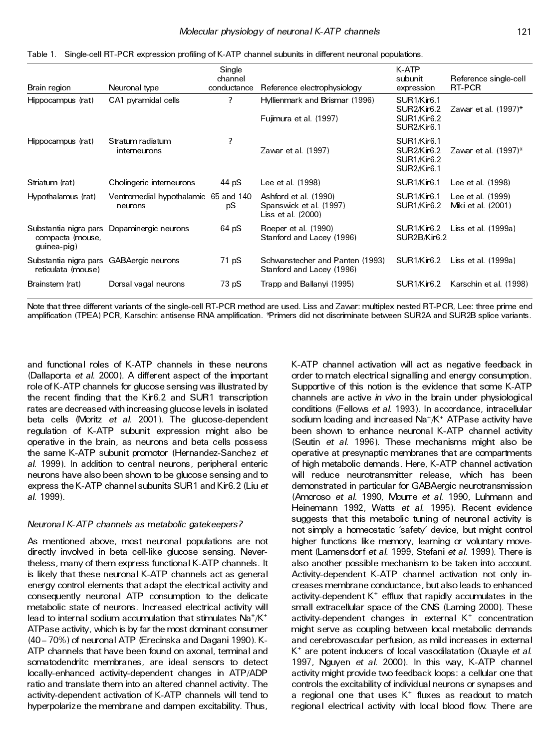Table 1. Single-cell RT-PCR expression profiling of K-ATP channel subunits in different neuronal populations.

| Brain region | Neuronal type | Single channel conductance | Reference electrophysiology | K-ATP subunit expression | Reference single-cell RT-PCR |
|---|---|---|---|---|---|
| Hippocampus (rat) | CA1 pyramidal cells | ? | Hyllienmark and Brismar (1996)<br>Fujimura et al. (1997) | SUR1/Kir6.1<br>SUR2/Kir6.2<br>SUR1/Kir6.2<br>SUR2/Kir6.1 | Zawar et al. (1997)* |
| Hippocampus (rat) | Stratum radiatum interneurons | ? | Zawar et al. (1997) | SUR1/Kir6.1<br>SUR2/Kir6.2<br>SUR1/Kir6.2<br>SUR2/Kir6.1 | Zawar et al. (1997)* |
| Striatum (rat) | Cholingeric interneurons | 44 pS | Lee et al. (1998) | SUR1/Kir6.1 | Lee et al. (1998) |
| Hypothalamus (rat) | Ventromedial hypothalamic neurons | 65 and 140 pS | Ashford et al. (1990)<br>Spanswick et al. (1997)<br>Liss et al. (2000) | SUR1/Kir6.1<br>SUR1/Kir6.2 | Lee et al. (1999)<br>Miki et al. (2001) |
| Substantia nigra pars compacta (mouse, guinea-pig) | Dopaminergic neurons | 64 pS | Roeper et al. (1990)<br>Stanford and Lacey (1996) | SUR1/Kir6.2<br>SUR2B/Kir6.2 | Liss et al. (1999a) |
| Substantia nigra pars reticulata (mouse) | GABAergic neurons | 71 pS | Schwanstecher and Panten (1993)<br>Stanford and Lacey (1996) | SUR1/Kir6.2 | Liss et al. (1999a) |
| Brainstem (rat) | Dorsal vagal neurons | 73 pS | Trapp and Ballanyi (1995) | SUR1/Kir6.2 | Karschin et al. (1998) |

Note that three different variants of the single-cell RT-PCR method are used. Liss and Zawar: multiplex nested RT-PCR, Lee: three prime end amplification (TPEA) PCR, Karschin: antisense RNA amplification. *Primers did not discriminate between SUR2A and SUR2B splice variants.

and functional roles of K-ATP channels in these neurons (Dallaporta *et al.* 2000). A different aspect of the important role of K-ATP channels for glucose sensing was illustrated by the recent finding that the Kir6.2 and SUR1 transcription rates are decreased with increasing glucose levels in isolated beta cells (Moritz *et al.* 2001). The glucose-dependent regulation of K-ATP subunit expression might also be operative in the brain, as neurons and beta cells possess the same K-ATP subunit promotor (Hernandez-Sanchez *et al.* 1999). In addition to central neurons, peripheral enteric neurons have also been shown to be glucose sensing and to express the K-ATP channel subunits SUR1 and Kir6.2 (Liu *et al.* 1999).

### *Neuronal K-ATP channels as metabolic gatekeepers?*

As mentioned above, most neuronal populations are not directly involved in beta cell-like glucose sensing. Nevertheless, many of them express functional K-ATP channels. It is likely that these neuronal K-ATP channels act as general energy control elements that adapt the electrical activity and consequently neuronal ATP consumption to the delicate metabolic state of neurons. Increased electrical activity will lead to internal sodium accumulation that stimulates $Na^+/K^+$ ATPase activity, which is by far the most dominant consumer (40–70%) of neuronal ATP (Erecinska and Dagani 1990). K-ATP channels that have been found on axonal, terminal and somatodendritc membranes, are ideal sensors to detect locally-enhanced activity-dependent changes in ATP/ADP ratio and translate them into an altered channel activity. The activity-dependent activation of K-ATP channels will tend to hyperpolarize the membrane and dampen excitability. Thus, K-ATP channel activation will act as negative feedback in order to match electrical signalling and energy consumption. Supportive of this notion is the evidence that some K-ATP channels are active *in vivo* in the brain under physiological conditions (Fellows *et al.* 1993). In accordance, intracellular sodium loading and increased $Na^+/K^+$ ATPase activity have been shown to enhance neuronal K-ATP channel activity (Seutin *et al.* 1996). These mechanisms might also be operative at presynaptic membranes that are compartments of high metabolic demands. Here, K-ATP channel activation will reduce neurotransmitter release, which has been demonstrated in particular for GABAergic neurotransmission (Amoroso *et al.* 1990, Mourre *et al.* 1990, Luhmann and Heinemann 1992, Watts *et al.* 1995). Recent evidence suggests that this metabolic tuning of neuronal activity is not simply a homeostatic 'safety' device, but might control higher functions like memory, learning or voluntary movement (Lamensdorf *et al.* 1999, Stefani *et al.* 1999). There is also another possible mechanism to be taken into account. Activity-dependent K-ATP channel activation not only increases membrane conductance, but also leads to enhanced activity-dependent $K^+$ efflux that rapidly accumulates in the small extracellular space of the CNS (Laming 2000). These activity-dependent changes in external $K^+$ concentration might serve as coupling between local metabolic demands and cerebrovascular perfusion, as mild increases in external $K^+$ are potent inducers of local vasodilatation (Quayle *et al.* 1997, Nguyen *et al.* 2000). In this way, K-ATP channel activity might provide two feedback loops: a cellular one that controls the excitability of individual neurons or synapses and a regional one that uses $K^+$ fluxes as readout to match regional electrical activity with local blood flow. There are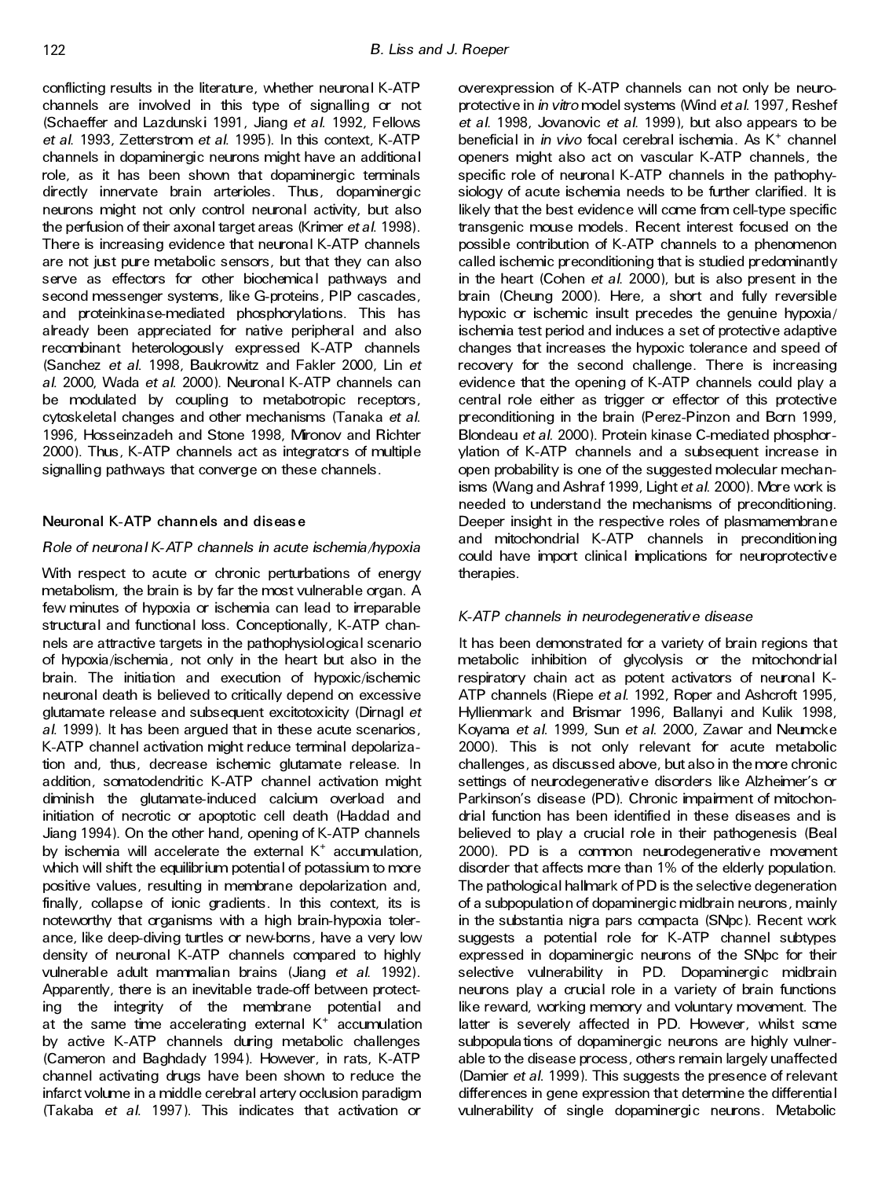conflicting results in the literature, whether neuronal K-ATP channels are involved in this type of signalling or not (Schaeffer and Lazdunski 1991, Jiang *et al.* 1992, Fellows *et al.* 1993, Zetterstrom *et al.* 1995). In this context, K-ATP channels in dopaminergic neurons might have an additional role, as it has been shown that dopaminergic terminals directly innervate brain arterioles. Thus, dopaminergic neurons might not only control neuronal activity, but also the perfusion of their axonal target areas (Krimer *et al.* 1998). There is increasing evidence that neuronal K-ATP channels are not just pure metabolic sensors, but that they can also serve as effectors for other biochemical pathways and second messenger systems, like G-proteins, PIP cascades, and proteinkinase-mediated phosphorylations. This has already been appreciated for native peripheral and also recombinant heterologously expressed K-ATP channels (Sanchez *et al.* 1998, Baukrowitz and Fakler 2000, Lin *et al.* 2000, Wada *et al.* 2000). Neuronal K-ATP channels can be modulated by coupling to metabotropic receptors, cytoskeletal changes and other mechanisms (Tanaka *et al.* 1996, Hosseinzadeh and Stone 1998, Mironov and Richter 2000). Thus, K-ATP channels act as integrators of multiple signalling pathways that converge on these channels.

## Neuronal K-ATP channels and disease

### *Role of neuronal K-ATP channels in acute ischemia/hypoxia*

With respect to acute or chronic perturbations of energy metabolism, the brain is by far the most vulnerable organ. A few minutes of hypoxia or ischemia can lead to irreparable structural and functional loss. Conceptionally, K-ATP channels are attractive targets in the pathophysiological scenario of hypoxia/ischemia, not only in the heart but also in the brain. The initiation and execution of hypoxic/ischemic neuronal death is believed to critically depend on excessive glutamate release and subsequent excitotoxicity (Dirnagl *et al.* 1999). It has been argued that in these acute scenarios, K-ATP channel activation might reduce terminal depolarization and, thus, decrease ischemic glutamate release. In addition, somatodendritic K-ATP channel activation might diminish the glutamate-induced calcium overload and initiation of necrotic or apoptotic cell death (Haddad and Jiang 1994). On the other hand, opening of K-ATP channels by ischemia will accelerate the external $K^+$ accumulation, which will shift the equilibrium potential of potassium to more positive values, resulting in membrane depolarization and, finally, collapse of ionic gradients. In this context, its is noteworthy that organisms with a high brain-hypoxia tolerance, like deep-diving turtles or new-borns, have a very low density of neuronal K-ATP channels compared to highly vulnerable adult mammalian brains (Jiang *et al.* 1992). Apparently, there is an inevitable trade-off between protecting the integrity of the membrane potential and at the same time accelerating external $K^+$ accumulation by active K-ATP channels during metabolic challenges (Cameron and Baghdady 1994). However, in rats, K-ATP channel activating drugs have been shown to reduce the infarct volume in a middle cerebral artery occlusion paradigm (Takaba *et al.* 1997). This indicates that activation or overexpression of K-ATP channels can not only be neuroprotective in *in vitro* model systems (Wind *et al.* 1997, Reshef *et al.* 1998, Jovanovic *et al.* 1999), but also appears to be beneficial in *in vivo* focal cerebral ischemia. As $K^+$ channel openers might also act on vascular K-ATP channels, the specific role of neuronal K-ATP channels in the pathophysiology of acute ischemia needs to be further clarified. It is likely that the best evidence will come from cell-type specific transgenic mouse models. Recent interest focused on the possible contribution of K-ATP channels to a phenomenon called ischemic preconditioning that is studied predominantly in the heart (Cohen *et al.* 2000), but is also present in the brain (Cheung 2000). Here, a short and fully reversible hypoxic or ischemic insult precedes the genuine hypoxia/ischemia test period and induces a set of protective adaptive changes that increases the hypoxic tolerance and speed of recovery for the second challenge. There is increasing evidence that the opening of K-ATP channels could play a central role either as trigger or effector of this protective preconditioning in the brain (Perez-Pinzon and Born 1999, Blondeau *et al.* 2000). Protein kinase C-mediated phosphorylation of K-ATP channels and a subsequent increase in open probability is one of the suggested molecular mechanisms (Wang and Ashraf 1999, Light *et al.* 2000). More work is needed to understand the mechanisms of preconditioning. Deeper insight in the respective roles of plasmamembrane and mitochondrial K-ATP channels in preconditioning could have import clinical implications for neuroprotective therapies.

### *K-ATP channels in neurodegenerative disease*

It has been demonstrated for a variety of brain regions that metabolic inhibition of glycolysis or the mitochondrial respiratory chain act as potent activators of neuronal K-ATP channels (Riepe *et al.* 1992, Roper and Ashcroft 1995, Hyllienmark and Brismar 1996, Ballanyi and Kulik 1998, Koyama *et al.* 1999, Sun *et al.* 2000, Zawar and Neumcke 2000). This is not only relevant for acute metabolic challenges, as discussed above, but also in the more chronic settings of neurodegenerative disorders like Alzheimer's or Parkinson's disease (PD). Chronic impairment of mitochondrial function has been identified in these diseases and is believed to play a crucial role in their pathogenesis (Beal 2000). PD is a common neurodegenerative movement disorder that affects more than 1% of the elderly population. The pathological hallmark of PD is the selective degeneration of a subpopulation of dopaminergic midbrain neurons, mainly in the substantia nigra pars compacta (SNpc). Recent work suggests a potential role for K-ATP channel subtypes expressed in dopaminergic neurons of the SNpc for their selective vulnerability in PD. Dopaminergic midbrain neurons play a crucial role in a variety of brain functions like reward, working memory and voluntary movement. The latter is severely affected in PD. However, whilst some subpopulations of dopaminergic neurons are highly vulnerable to the disease process, others remain largely unaffected (Damier *et al.* 1999). This suggests the presence of relevant differences in gene expression that determine the differential vulnerability of single dopaminergic neurons. Metabolic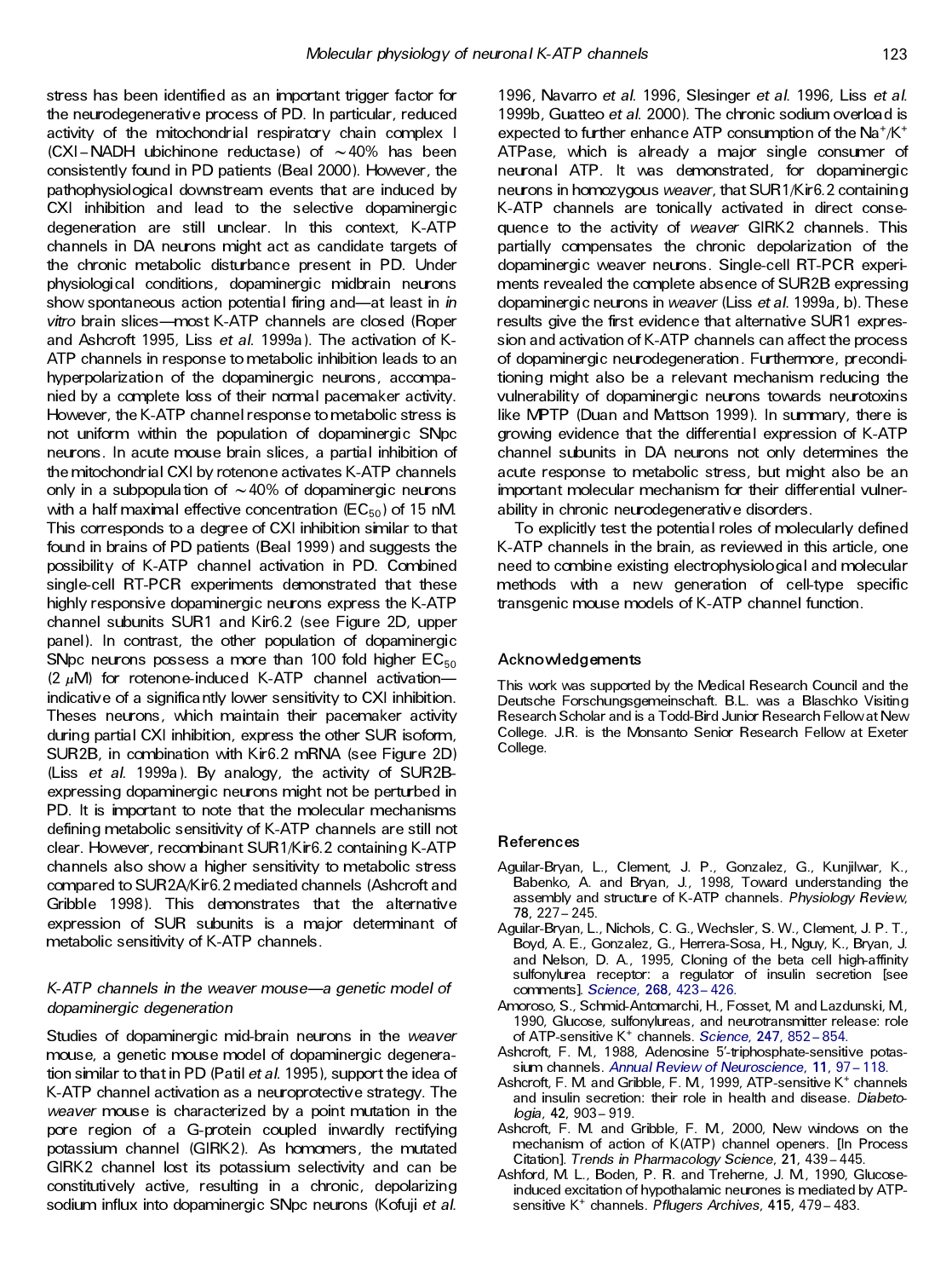stress has been identified as an important trigger factor for the neurodegenerative process of PD. In particular, reduced activity of the mitochondrial respiratory chain complex I (CXI–NADH ubichinone reductase) of ~40% has been consistently found in PD patients (Beal 2000). However, the pathophysiological downstream events that are induced by CXI inhibition and lead to the selective dopaminergic degeneration are still unclear. In this context, K-ATP channels in DA neurons might act as candidate targets of the chronic metabolic disturbance present in PD. Under physiological conditions, dopaminergic midbrain neurons show spontaneous action potential firing and—at least in *in vitro* brain slices—most K-ATP channels are closed (Roper and Ashcroft 1995, Liss *et al.* 1999a). The activation of K-ATP channels in response to metabolic inhibition leads to an hyperpolarization of the dopaminergic neurons, accompanied by a complete loss of their normal pacemaker activity. However, the K-ATP channel response to metabolic stress is not uniform within the population of dopaminergic SNpc neurons. In acute mouse brain slices, a partial inhibition of the mitochondrial CXI by rotenone activates K-ATP channels only in a subpopulation of ~40% of dopaminergic neurons with a half maximal effective concentration ($EC_{50}$) of 15 nM. This corresponds to a degree of CXI inhibition similar to that found in brains of PD patients (Beal 1999) and suggests the possibility of K-ATP channel activation in PD. Combined single-cell RT-PCR experiments demonstrated that these highly responsive dopaminergic neurons express the K-ATP channel subunits SUR1 and Kir6.2 (see Figure 2D, upper panel). In contrast, the other population of dopaminergic SNpc neurons possess a more than 100 fold higher $EC_{50}$ (2 $\mu$M) for rotenone-induced K-ATP channel activation—indicative of a significantly lower sensitivity to CXI inhibition. Theses neurons, which maintain their pacemaker activity during partial CXI inhibition, express the other SUR isoform, SUR2B, in combination with Kir6.2 mRNA (see Figure 2D) (Liss *et al.* 1999a). By analogy, the activity of SUR2B-expressing dopaminergic neurons might not be perturbed in PD. It is important to note that the molecular mechanisms defining metabolic sensitivity of K-ATP channels are still not clear. However, recombinant SUR1/Kir6.2 containing K-ATP channels also show a higher sensitivity to metabolic stress compared to SUR2A/Kir6.2 mediated channels (Ashcroft and Gribble 1998). This demonstrates that the alternative expression of SUR subunits is a major determinant of metabolic sensitivity of K-ATP channels.

### *K-ATP channels in the weaver mouse—a genetic model of dopaminergic degeneration*

Studies of dopaminergic mid-brain neurons in the *weaver* mouse, a genetic mouse model of dopaminergic degeneration similar to that in PD (Patil *et al.* 1995), support the idea of K-ATP channel activation as a neuroprotective strategy. The *weaver* mouse is characterized by a point mutation in the pore region of a G-protein coupled inwardly rectifying potassium channel (GIRK2). As homomers, the mutated GIRK2 channel lost its potassium selectivity and can be constitutively active, resulting in a chronic, depolarizing sodium influx into dopaminergic SNpc neurons (Kofuji *et al.* 1996, Navarro *et al.* 1996, Slesinger *et al.* 1996, Liss *et al.* 1999b, Guatteo *et al.* 2000). The chronic sodium overload is expected to further enhance ATP consumption of the $Na^+/K^+$ ATPase, which is already a major single consumer of neuronal ATP. It was demonstrated, for dopaminergic neurons in homozygous *weaver*, that SUR1/Kir6.2 containing K-ATP channels are tonically activated in direct consequence to the activity of *weaver* GIRK2 channels. This partially compensates the chronic depolarization of the dopaminergic weaver neurons. Single-cell RT-PCR experiments revealed the complete absence of SUR2B expressing dopaminergic neurons in *weaver* (Liss *et al.* 1999a, b). These results give the first evidence that alternative SUR1 expression and activation of K-ATP channels can affect the process of dopaminergic neurodegeneration. Furthermore, preconditioning might also be a relevant mechanism reducing the vulnerability of dopaminergic neurons towards neurotoxins like MPTP (Duan and Mattson 1999). In summary, there is growing evidence that the differential expression of K-ATP channel subunits in DA neurons not only determines the acute response to metabolic stress, but might also be an important molecular mechanism for their differential vulnerability in chronic neurodegenerative disorders.

To explicitly test the potential roles of molecularly defined K-ATP channels in the brain, as reviewed in this article, one need to combine existing electrophysiological and molecular methods with a new generation of cell-type specific transgenic mouse models of K-ATP channel function.

## Acknowledgements

This work was supported by the Medical Research Council and the Deutsche Forschungsgemeinschaft. B.L. was a Blaschko Visiting Research Scholar and is a Todd-Bird Junior Research Fellow at New College. J.R. is the Monsanto Senior Research Fellow at Exeter College.

## References

Aguilar-Bryan, L., Clement, J. P., Gonzalez, G., Kunjilwar, K., Babenko, A. and Bryan, J., 1998, Toward understanding the assembly and structure of K-ATP channels. *Physiology Review*, **78**, 227–245.

Aguilar-Bryan, L., Nichols, C. G., Wechsler, S. W., Clement, J. P. T., Boyd, A. E., Gonzalez, G., Herrera-Sosa, H., Nguy, K., Bryan, J. and Nelson, D. A., 1995, Cloning of the beta cell high-affinity sulfonylurea receptor: a regulator of insulin secretion [see comments]. *Science*, **268**, 423–426.

Amoroso, S., Schmid-Antomarchi, H., Fosset, M. and Lazdunski, M., 1990, Glucose, sulfonylureas, and neurotransmitter release: role of ATP-sensitive $K^+$ channels. *Science*, **247**, 852–854.

Ashcroft, F. M., 1988, Adenosine 5′-triphosphate-sensitive potassium channels. *Annual Review of Neuroscience*, **11**, 97–118.

Ashcroft, F. M. and Gribble, F. M., 1999, ATP-sensitive $K^+$ channels and insulin secretion: their role in health and disease. *Diabetologia*, **42**, 903–919.

Ashcroft, F. M. and Gribble, F. M., 2000, New windows on the mechanism of action of K(ATP) channel openers. [In Process Citation]. *Trends in Pharmacology Science*, **21**, 439–445.

Ashford, M. L., Boden, P. R. and Treherne, J. M., 1990, Glucose-induced excitation of hypothalamic neurones is mediated by ATP-sensitive $K^+$ channels. *Pflugers Archives*, **415**, 479–483.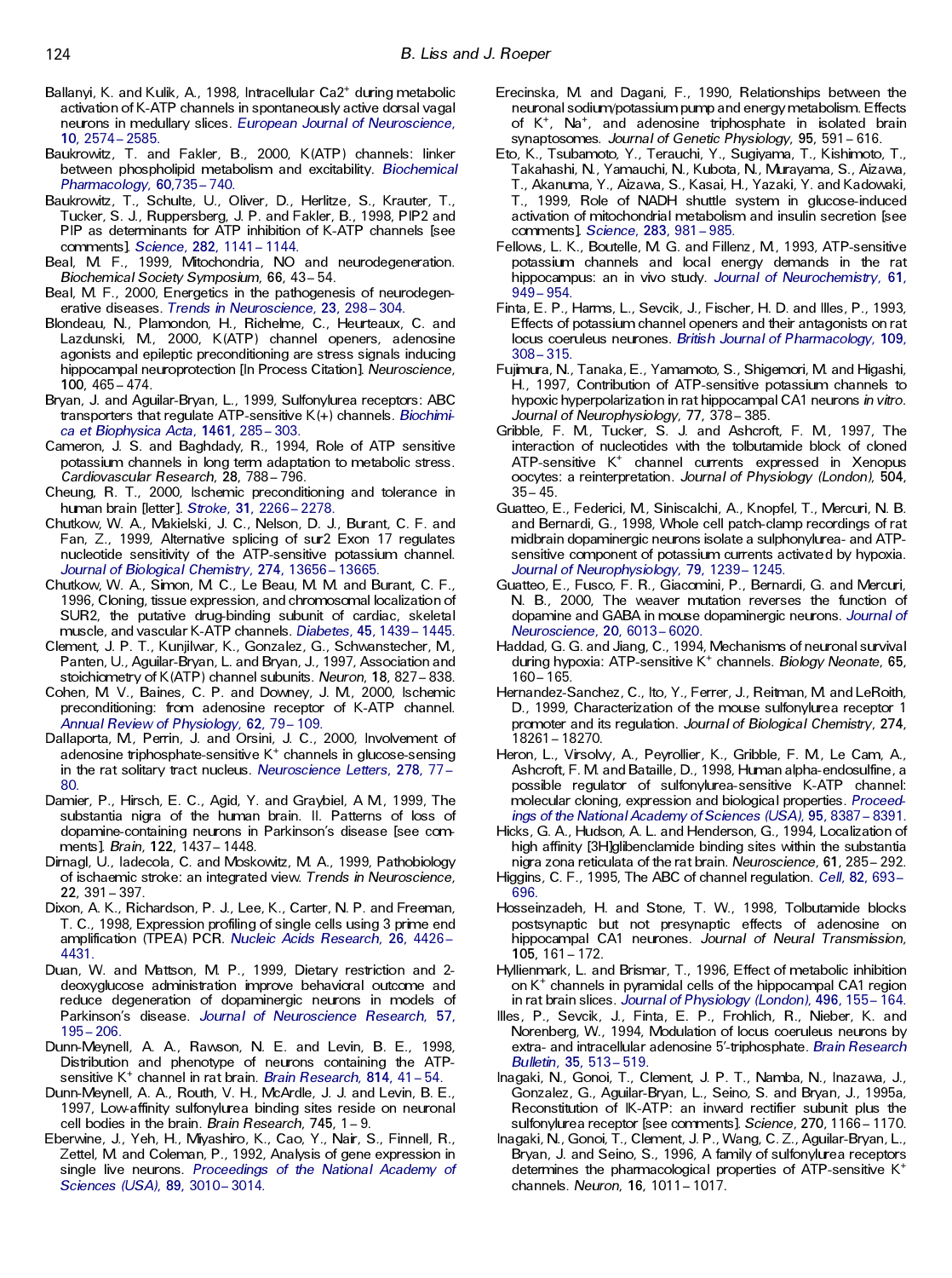Ballanyi, K. and Kulik, A., 1998, Intracellular $Ca^{2+}$ during metabolic activation of K-ATP channels in spontaneously active dorsal vagal neurons in medullary slices. *European Journal of Neuroscience*, **10**, 2574–2585.

Baukrowitz, T. and Fakler, B., 2000, K(ATP) channels: linker between phospholipid metabolism and excitability. *Biochemical Pharmacology*, **60**,735–740.

Baukrowitz, T., Schulte, U., Oliver, D., Herlitze, S., Krauter, T., Tucker, S. J., Ruppersberg, J. P. and Fakler, B., 1998, PIP2 and PIP as determinants for ATP inhibition of K-ATP channels [see comments]. *Science*, **282**, 1141–1144.

Beal, M. F., 1999, Mitochondria, NO and neurodegeneration. *Biochemical Society Symposium*, **66**, 43–54.

Beal, M. F., 2000, Energetics in the pathogenesis of neurodegenerative diseases. *Trends in Neuroscience*, **23**, 298–304.

Blondeau, N., Plamondon, H., Richelme, C., Heurteaux, C. and Lazdunski, M., 2000, K(ATP) channel openers, adenosine agonists and epileptic preconditioning are stress signals inducing hippocampal neuroprotection [In Process Citation]. *Neuroscience*, **100**, 465–474.

Bryan, J. and Aguilar-Bryan, L., 1999, Sulfonylurea receptors: ABC transporters that regulate ATP-sensitive K(+) channels. *Biochimica et Biophysica Acta*, **1461**, 285–303.

Cameron, J. S. and Baghdady, R., 1994, Role of ATP sensitive potassium channels in long term adaptation to metabolic stress. *Cardiovascular Research*, **28**, 788–796.

Cheung, R. T., 2000, Ischemic preconditioning and tolerance in human brain [letter]. *Stroke*, **31**, 2266–2278.

Chutkow, W. A., Makielski, J. C., Nelson, D. J., Burant, C. F. and Fan, Z., 1999, Alternative splicing of sur2 Exon 17 regulates nucleotide sensitivity of the ATP-sensitive potassium channel. *Journal of Biological Chemistry*, **274**, 13656–13665.

Chutkow, W. A., Simon, M. C., Le Beau, M. M. and Burant, C. F., 1996, Cloning, tissue expression, and chromosomal localization of SUR2, the putative drug-binding subunit of cardiac, skeletal muscle, and vascular K-ATP channels. *Diabetes*, **45**, 1439–1445.

Clement, J. P. T., Kunjilwar, K., Gonzalez, G., Schwanstecher, M., Panten, U., Aguilar-Bryan, L. and Bryan, J., 1997, Association and stoichiometry of K(ATP) channel subunits. *Neuron*, **18**, 827–838.

Cohen, M. V., Baines, C. P. and Downey, J. M., 2000, Ischemic preconditioning: from adenosine receptor of K-ATP channel. *Annual Review of Physiology*, **62**, 79–109.

Dallaporta, M., Perrin, J. and Orsini, J. C., 2000, Involvement of adenosine triphosphate-sensitive $K^+$ channels in glucose-sensing in the rat solitary tract nucleus. *Neuroscience Letters*, **278**, 77–80.

Damier, P., Hirsch, E. C., Agid, Y. and Graybiel, A M., 1999, The substantia nigra of the human brain. II. Patterns of loss of dopamine-containing neurons in Parkinson's disease [see comments]. *Brain*, **122**, 1437–1448.

Dirnagl, U., Iadecola, C. and Moskowitz, M. A., 1999, Pathobiology of ischaemic stroke: an integrated view. *Trends in Neuroscience*, **22**, 391–397.

Dixon, A. K., Richardson, P. J., Lee, K., Carter, N. P. and Freeman, T. C., 1998, Expression profiling of single cells using 3 prime end amplification (TPEA) PCR. *Nucleic Acids Research*, **26**, 4426–4431.

Duan, W. and Mattson, M. P., 1999, Dietary restriction and 2-deoxyglucose administration improve behavioral outcome and reduce degeneration of dopaminergic neurons in models of Parkinson's disease. *Journal of Neuroscience Research*, **57**, 195–206.

Dunn-Meynell, A. A., Rawson, N. E. and Levin, B. E., 1998, Distribution and phenotype of neurons containing the ATP-sensitive $K^+$ channel in rat brain. *Brain Research*, **814**, 41–54.

Dunn-Meynell, A. A., Routh, V. H., McArdle, J. J. and Levin, B. E., 1997, Low-affinity sulfonylurea binding sites reside on neuronal cell bodies in the brain. *Brain Research*, **745**, 1–9.

Eberwine, J., Yeh, H., Miyashiro, K., Cao, Y., Nair, S., Finnell, R., Zettel, M. and Coleman, P., 1992, Analysis of gene expression in single live neurons. *Proceedings of the National Academy of Sciences (USA)*, **89**, 3010–3014.

Erecinska, M. and Dagani, F., 1990, Relationships between the neuronal sodium/potassium pump and energy metabolism. Effects of $K^+$, $Na^+$, and adenosine triphosphate in isolated brain synaptosomes. *Journal of Genetic Physiology*, **95**, 591–616.

Eto, K., Tsubamoto, Y., Terauchi, Y., Sugiyama, T., Kishimoto, T., Takahashi, N., Yamauchi, N., Kubota, N., Murayama, S., Aizawa, T., Akanuma, Y., Aizawa, S., Kasai, H., Yazaki, Y. and Kadowaki, T., 1999, Role of NADH shuttle system in glucose-induced activation of mitochondrial metabolism and insulin secretion [see comments]. *Science*, **283**, 981–985.

Fellows, L. K., Boutelle, M. G. and Fillenz, M., 1993, ATP-sensitive potassium channels and local energy demands in the rat hippocampus: an in vivo study. *Journal of Neurochemistry*, **61**, 949–954.

Finta, E. P., Harms, L., Sevcik, J., Fischer, H. D. and Illes, P., 1993, Effects of potassium channel openers and their antagonists on rat locus coeruleus neurones. *British Journal of Pharmacology*, **109**, 308–315.

Fujimura, N., Tanaka, E., Yamamoto, S., Shigemori, M. and Higashi, H., 1997, Contribution of ATP-sensitive potassium channels to hypoxic hyperpolarization in rat hippocampal CA1 neurons *in vitro*. *Journal of Neurophysiology*, **77**, 378–385.

Gribble, F. M., Tucker, S. J. and Ashcroft, F. M., 1997, The interaction of nucleotides with the tolbutamide block of cloned ATP-sensitive $K^+$ channel currents expressed in Xenopus oocytes: a reinterpretation. *Journal of Physiology (London)*, **504**, 35–45.

Guatteo, E., Federici, M., Siniscalchi, A., Knopfel, T., Mercuri, N. B. and Bernardi, G., 1998, Whole cell patch-clamp recordings of rat midbrain dopaminergic neurons isolate a sulphonylurea- and ATP-sensitive component of potassium currents activated by hypoxia. *Journal of Neurophysiology*, **79**, 1239–1245.

Guatteo, E., Fusco, F. R., Giacomini, P., Bernardi, G. and Mercuri, N. B., 2000, The weaver mutation reverses the function of dopamine and GABA in mouse dopaminergic neurons. *Journal of Neuroscience*, **20**, 6013–6020.

Haddad, G. G. and Jiang, C., 1994, Mechanisms of neuronal survival during hypoxia: ATP-sensitive $K^+$ channels. *Biology Neonate*, **65**, 160–165.

Hernandez-Sanchez, C., Ito, Y., Ferrer, J., Reitman, M. and LeRoith, D., 1999, Characterization of the mouse sulfonylurea receptor 1 promoter and its regulation. *Journal of Biological Chemistry*, **274**, 18261–18270.

Heron, L., Virsolvy, A., Peyrollier, K., Gribble, F. M., Le Cam, A., Ashcroft, F. M. and Bataille, D., 1998, Human alpha-endosulfine, a possible regulator of sulfonylurea-sensitive K-ATP channel: molecular cloning, expression and biological properties. *Proceedings of the National Academy of Sciences (USA)*, **95**, 8387–8391.

Hicks, G. A., Hudson, A. L. and Henderson, G., 1994, Localization of high affinity [3H]glibenclamide binding sites within the substantia nigra zona reticulata of the rat brain. *Neuroscience*, **61**, 285–292.

Higgins, C. F., 1995, The ABC of channel regulation. *Cell*, **82**, 693–696.

Hosseinzadeh, H. and Stone, T. W., 1998, Tolbutamide blocks postsynaptic but not presynaptic effects of adenosine on hippocampal CA1 neurones. *Journal of Neural Transmission*, **105**, 161–172.

Hyllienmark, L. and Brismar, T., 1996, Effect of metabolic inhibition on $K^+$ channels in pyramidal cells of the hippocampal CA1 region in rat brain slices. *Journal of Physiology (London)*, **496**, 155–164.

Illes, P., Sevcik, J., Finta, E. P., Frohlich, R., Nieber, K. and Norenberg, W., 1994, Modulation of locus coeruleus neurons by extra- and intracellular adenosine 5′-triphosphate. *Brain Research Bulletin*, **35**, 513–519.

Inagaki, N., Gonoi, T., Clement, J. P. T., Namba, N., Inazawa, J., Gonzalez, G., Aguilar-Bryan, L., Seino, S. and Bryan, J., 1995a, Reconstitution of IK-ATP: an inward rectifier subunit plus the sulfonylurea receptor [see comments]. *Science*, **270**, 1166–1170.

Inagaki, N., Gonoi, T., Clement, J. P., Wang, C. Z., Aguilar-Bryan, L., Bryan, J. and Seino, S., 1996, A family of sulfonylurea receptors determines the pharmacological properties of ATP-sensitive $K^+$ channels. *Neuron*, **16**, 1011–1017.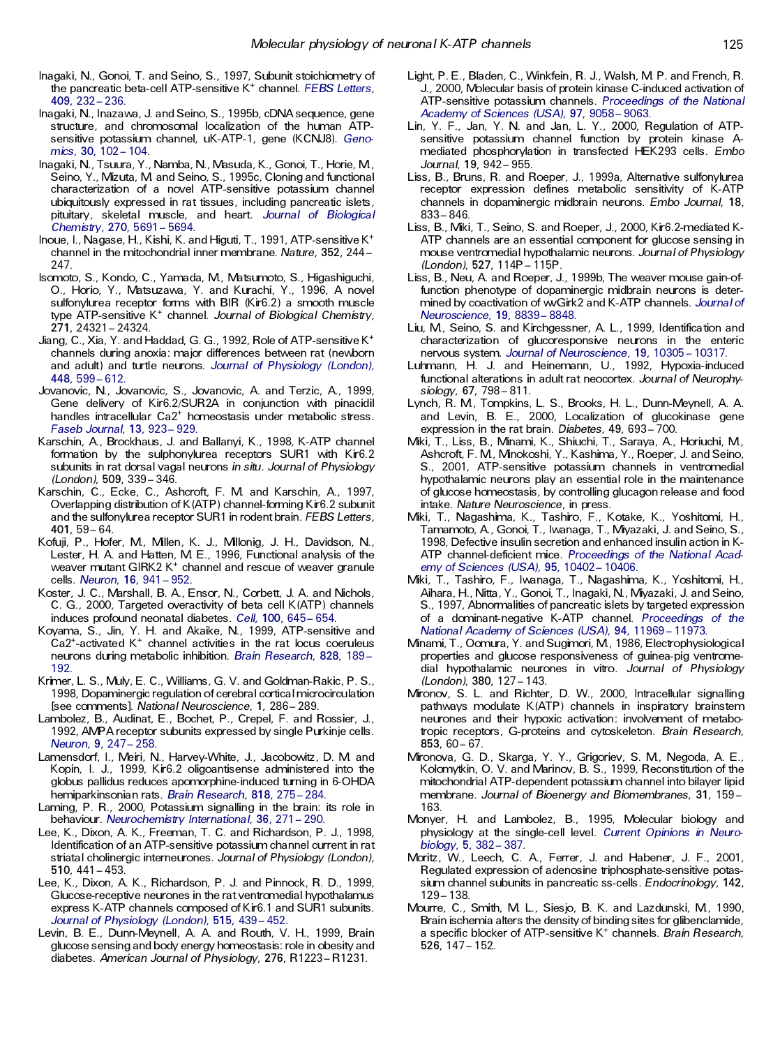Inagaki, N., Gonoi, T. and Seino, S., 1997, Subunit stoichiometry of the pancreatic beta-cell ATP-sensitive $K^+$ channel. *FEBS Letters*, **409**, 232–236.

Inagaki, N., Inazawa, J. and Seino, S., 1995b, cDNA sequence, gene structure, and chromosomal localization of the human ATP-sensitive potassium channel, uK-ATP-1, gene (KCNJ8). *Genomics*, **30**, 102–104.

Inagaki, N., Tsuura, Y., Namba, N., Masuda, K., Gonoi, T., Horie, M., Seino, Y., Mizuta, M. and Seino, S., 1995c, Cloning and functional characterization of a novel ATP-sensitive potassium channel ubiquitously expressed in rat tissues, including pancreatic islets, pituitary, skeletal muscle, and heart. *Journal of Biological Chemistry*, **270**, 5691–5694.

Inoue, I., Nagase, H., Kishi, K. and Higuti, T., 1991, ATP-sensitive $K^+$ channel in the mitochondrial inner membrane. *Nature*, **352**, 244–247.

Isomoto, S., Kondo, C., Yamada, M., Matsumoto, S., Higashiguchi, O., Horio, Y., Matsuzawa, Y. and Kurachi, Y., 1996, A novel sulfonylurea receptor forms with BIR (Kir6.2) a smooth muscle type ATP-sensitive $K^+$ channel. *Journal of Biological Chemistry*, **271**, 24321–24324.

Jiang, C., Xia, Y. and Haddad, G. G., 1992, Role of ATP-sensitive $K^+$ channels during anoxia: major differences between rat (newborn and adult) and turtle neurons. *Journal of Physiology (London)*, **448**, 599–612.

Jovanovic, N., Jovanovic, S., Jovanovic, A. and Terzic, A., 1999, Gene delivery of Kir6.2/SUR2A in conjunction with pinacidil handles intracellular $Ca2^+$ homeostasis under metabolic stress. *Faseb Journal*, **13**, 923–929.

Karschin, A., Brockhaus, J. and Ballanyi, K., 1998, K-ATP channel formation by the sulphonylurea receptors SUR1 with Kir6.2 subunits in rat dorsal vagal neurons *in situ*. *Journal of Physiology (London)*, **509**, 339–346.

Karschin, C., Ecke, C., Ashcroft, F. M. and Karschin, A., 1997, Overlapping distribution of K(ATP) channel-forming Kir6.2 subunit and the sulfonylurea receptor SUR1 in rodent brain. *FEBS Letters*, **401**, 59–64.

Kofuji, P., Hofer, M., Millen, K. J., Millonig, J. H., Davidson, N., Lester, H. A. and Hatten, M. E., 1996, Functional analysis of the weaver mutant GIRK2 $K^+$ channel and rescue of weaver granule cells. *Neuron*, **16**, 941–952.

Koster, J. C., Marshall, B. A., Ensor, N., Corbett, J. A. and Nichols, C. G., 2000, Targeted overactivity of beta cell K(ATP) channels induces profound neonatal diabetes. *Cell*, **100**, 645–654.

Koyama, S., Jin, Y. H. and Akaike, N., 1999, ATP-sensitive and $Ca2^+$-activated $K^+$ channel activities in the rat locus coeruleus neurons during metabolic inhibition. *Brain Research*, **828**, 189–192.

Krimer, L. S., Muly, E. C., Williams, G. V. and Goldman-Rakic, P. S., 1998, Dopaminergic regulation of cerebral cortical microcirculation [see comments]. *National Neuroscience*, **1**, 286–289.

Lambolez, B., Audinat, E., Bochet, P., Crepel, F. and Rossier, J., 1992, AMPA receptor subunits expressed by single Purkinje cells. *Neuron*, **9**, 247–258.

Lamensdorf, I., Meiri, N., Harvey-White, J., Jacobowitz, D. M. and Kopin, I. J., 1999, Kir6.2 oligoantisense administered into the globus pallidus reduces apomorphine-induced turning in 6-OHDA hemiparkinsonian rats. *Brain Research*, **818**, 275–284.

Laming, P. R., 2000, Potassium signalling in the brain: its role in behaviour. *Neurochemistry International*, **36**, 271–290.

Lee, K., Dixon, A. K., Freeman, T. C. and Richardson, P. J., 1998, Identification of an ATP-sensitive potassium channel current in rat striatal cholinergic interneurones. *Journal of Physiology (London)*, **510**, 441–453.

Lee, K., Dixon, A. K., Richardson, P. J. and Pinnock, R. D., 1999, Glucose-receptive neurones in the rat ventromedial hypothalamus express K-ATP channels composed of Kir6.1 and SUR1 subunits. *Journal of Physiology (London)*, **515**, 439–452.

Levin, B. E., Dunn-Meynell, A. A. and Routh, V. H., 1999, Brain glucose sensing and body energy homeostasis: role in obesity and diabetes. *American Journal of Physiology*, **276**, R1223–R1231.

Light, P. E., Bladen, C., Winkfein, R. J., Walsh, M. P. and French, R. J., 2000, Molecular basis of protein kinase C-induced activation of ATP-sensitive potassium channels. *Proceedings of the National Academy of Sciences (USA)*, **97**, 9058–9063.

Lin, Y. F., Jan, Y. N. and Jan, L. Y., 2000, Regulation of ATP-sensitive potassium channel function by protein kinase A-mediated phosphorylation in transfected HEK293 cells. *Embo Journal*, **19**, 942–955.

Liss, B., Bruns, R. and Roeper, J., 1999a, Alternative sulfonylurea receptor expression defines metabolic sensitivity of K-ATP channels in dopaminergic midbrain neurons. *Embo Journal*, **18**, 833–846.

Liss, B., Miki, T., Seino, S. and Roeper, J., 2000, Kir6.2-mediated K-ATP channels are an essential component for glucose sensing in mouse ventromedial hypothalamic neurons. *Journal of Physiology (London)*, **527**, 114P–115P.

Liss, B., Neu, A. and Roeper, J., 1999b, The weaver mouse gain-of-function phenotype of dopaminergic midbrain neurons is determined by coactivation of wvGirk2 and K-ATP channels. *Journal of Neuroscience*, **19**, 8839–8848.

Liu, M., Seino, S. and Kirchgessner, A. L., 1999, Identification and characterization of glucoresponsive neurons in the enteric nervous system. *Journal of Neuroscience*, **19**, 10305–10317.

Luhmann, H. J. and Heinemann, U., 1992, Hypoxia-induced functional alterations in adult rat neocortex. *Journal of Neurophysiology*, **67**, 798–811.

Lynch, R. M., Tompkins, L. S., Brooks, H. L., Dunn-Meynell, A. A. and Levin, B. E., 2000, Localization of glucokinase gene expression in the rat brain. *Diabetes*, **49**, 693–700.

Miki, T., Liss, B., Minami, K., Shiuchi, T., Saraya, A., Horiuchi, M., Ashcroft, F. M., Minokoshi, Y., Kashima, Y., Roeper, J. and Seino, S., 2001, ATP-sensitive potassium channels in ventromedial hypothalamic neurons play an essential role in the maintenance of glucose homeostasis, by controlling glucagon release and food intake. *Nature Neuroscience*, in press.

Miki, T., Nagashima, K., Tashiro, F., Kotake, K., Yoshitomi, H., Tamamoto, A., Gonoi, T., Iwanaga, T., Miyazaki, J. and Seino, S., 1998, Defective insulin secretion and enhanced insulin action in K-ATP channel-deficient mice. *Proceedings of the National Academy of Sciences (USA)*, **95**, 10402–10406.

Miki, T., Tashiro, F., Iwanaga, T., Nagashima, K., Yoshitomi, H., Aihara, H., Nitta, Y., Gonoi, T., Inagaki, N., Miyazaki, J. and Seino, S., 1997, Abnormalities of pancreatic islets by targeted expression of a dominant-negative K-ATP channel. *Proceedings of the National Academy of Sciences (USA)*, **94**, 11969–11973.

Minami, T., Oomura, Y. and Sugimori, M., 1986, Electrophysiological properties and glucose responsiveness of guinea-pig ventromedial hypothalamic neurones in vitro. *Journal of Physiology (London)*, **380**, 127–143.

Mironov, S. L. and Richter, D. W., 2000, Intracellular signalling pathways modulate K(ATP) channels in inspiratory brainstem neurones and their hypoxic activation: involvement of metabotropic receptors, G-proteins and cytoskeleton. *Brain Research*, **853**, 60–67.

Mironova, G. D., Skarga, Y. Y., Grigoriev, S. M., Negoda, A. E., Kolomytkin, O. V. and Marinov, B. S., 1999, Reconstitution of the mitochondrial ATP-dependent potassium channel into bilayer lipid membrane. *Journal of Bioenergy and Biomembranes*, **31**, 159–163.

Monyer, H. and Lambolez, B., 1995, Molecular biology and physiology at the single-cell level. *Current Opinions in Neurobiology*, **5**, 382–387.

Moritz, W., Leech, C. A., Ferrer, J. and Habener, J. F., 2001, Regulated expression of adenosine triphosphate-sensitive potassium channel subunits in pancreatic ss-cells. *Endocrinology*, **142**, 129–138.

Mourre, C., Smith, M. L., Siesjo, B. K. and Lazdunski, M., 1990, Brain ischemia alters the density of binding sites for glibenclamide, a specific blocker of ATP-sensitive $K^+$ channels. *Brain Research*, **526**, 147–152.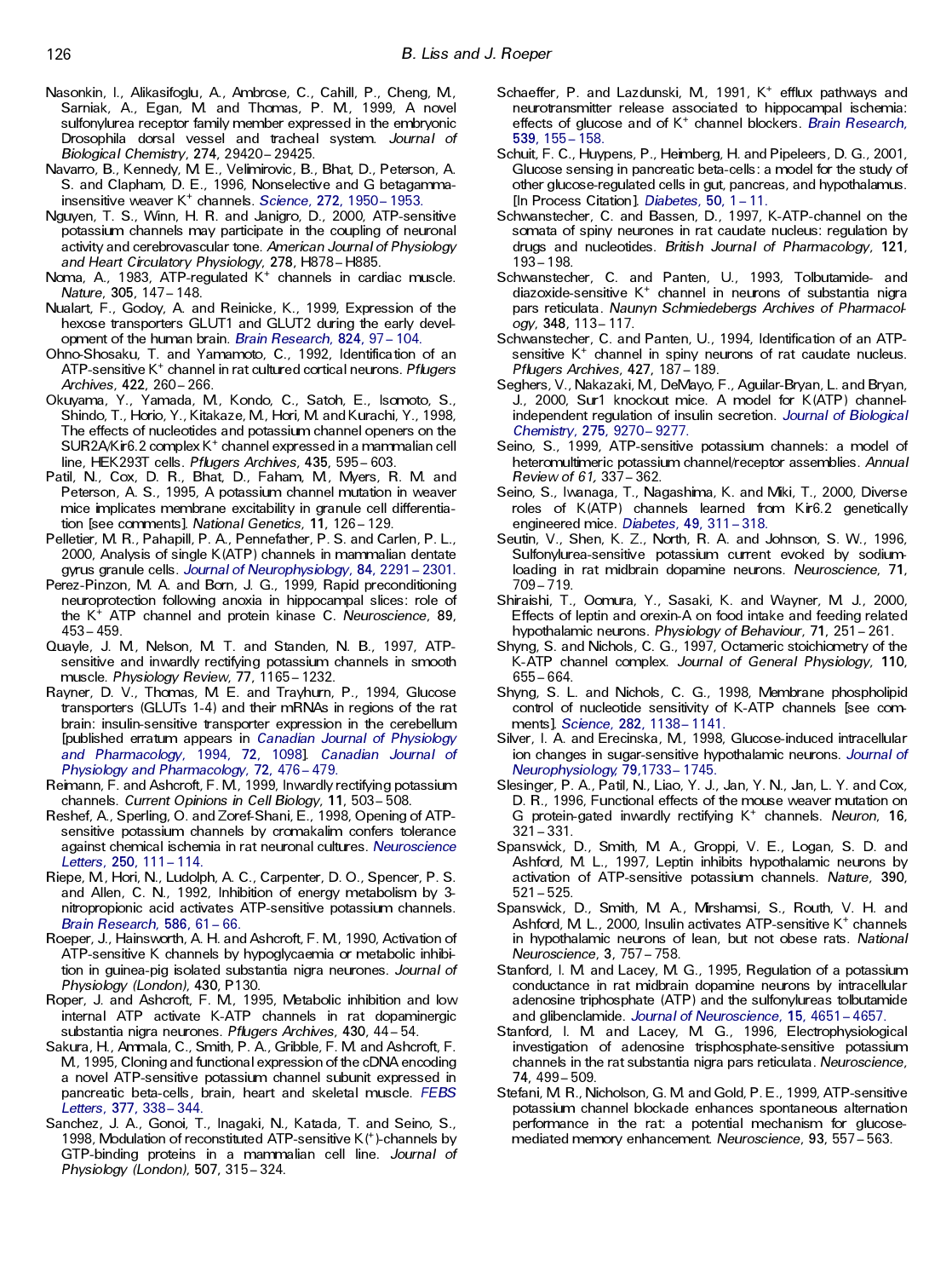Nasonkin, I., Alikasifoglu, A., Ambrose, C., Cahill, P., Cheng, M., Sarniak, A., Egan, M. and Thomas, P. M., 1999, A novel sulfonylurea receptor family member expressed in the embryonic Drosophila dorsal vessel and tracheal system. *Journal of Biological Chemistry*, **274**, 29420–29425.

Navarro, B., Kennedy, M. E., Velimirovic, B., Bhat, D., Peterson, A. S. and Clapham, D. E., 1996, Nonselective and G betagamma-insensitive weaver $K^+$ channels. *Science*, **272**, 1950–1953.

Nguyen, T. S., Winn, H. R. and Janigro, D., 2000, ATP-sensitive potassium channels may participate in the coupling of neuronal activity and cerebrovascular tone. *American Journal of Physiology and Heart Circulatory Physiology*, **278**, H878–H885.

Noma, A., 1983, ATP-regulated $K^+$ channels in cardiac muscle. *Nature*, **305**, 147–148.

Nualart, F., Godoy, A. and Reinicke, K., 1999, Expression of the hexose transporters GLUT1 and GLUT2 during the early development of the human brain. *Brain Research*, **824**, 97–104.

Ohno-Shosaku, T. and Yamamoto, C., 1992, Identification of an ATP-sensitive $K^+$ channel in rat cultured cortical neurons. *Pflugers Archives*, **422**, 260–266.

Okuyama, Y., Yamada, M., Kondo, C., Satoh, E., Isomoto, S., Shindo, T., Horio, Y., Kitakaze, M., Hori, M. and Kurachi, Y., 1998, The effects of nucleotides and potassium channel openers on the SUR2A/Kir6.2 complex $K^+$ channel expressed in a mammalian cell line, HEK293T cells. *Pflugers Archives*, **435**, 595–603.

Patil, N., Cox, D. R., Bhat, D., Faham, M., Myers, R. M. and Peterson, A. S., 1995, A potassium channel mutation in weaver mice implicates membrane excitability in granule cell differentiation [see comments]. *National Genetics*, **11**, 126–129.

Pelletier, M. R., Pahapill, P. A., Pennefather, P. S. and Carlen, P. L., 2000, Analysis of single K(ATP) channels in mammalian dentate gyrus granule cells. *Journal of Neurophysiology*, **84**, 2291–2301.

Perez-Pinzon, M. A. and Born, J. G., 1999, Rapid preconditioning neuroprotection following anoxia in hippocampal slices: role of the $K^+$ ATP channel and protein kinase C. *Neuroscience*, **89**, 453–459.

Quayle, J. M., Nelson, M. T. and Standen, N. B., 1997, ATP-sensitive and inwardly rectifying potassium channels in smooth muscle. *Physiology Review*, **77**, 1165–1232.

Rayner, D. V., Thomas, M. E. and Trayhurn, P., 1994, Glucose transporters (GLUTs 1-4) and their mRNAs in regions of the rat brain: insulin-sensitive transporter expression in the cerebellum [published erratum appears in *Canadian Journal of Physiology and Pharmacology*, 1994, **72**, 1098]. *Canadian Journal of Physiology and Pharmacology*, **72**, 476–479.

Reimann, F. and Ashcroft, F. M., 1999, Inwardly rectifying potassium channels. *Current Opinions in Cell Biology*, **11**, 503–508.

Reshef, A., Sperling, O. and Zoref-Shani, E., 1998, Opening of ATP-sensitive potassium channels by cromakalim confers tolerance against chemical ischemia in rat neuronal cultures. *Neuroscience Letters*, **250**, 111–114.

Riepe, M., Hori, N., Ludolph, A. C., Carpenter, D. O., Spencer, P. S. and Allen, C. N., 1992, Inhibition of energy metabolism by 3-nitropropionic acid activates ATP-sensitive potassium channels. *Brain Research*, **586**, 61–66.

Roeper, J., Hainsworth, A. H. and Ashcroft, F. M., 1990, Activation of ATP-sensitive K channels by hypoglycaemia or metabolic inhibition in guinea-pig isolated substantia nigra neurones. *Journal of Physiology (London)*, **430**, P130.

Roper, J. and Ashcroft, F. M., 1995, Metabolic inhibition and low internal ATP activate K-ATP channels in rat dopaminergic substantia nigra neurones. *Pflugers Archives*, **430**, 44–54.

Sakura, H., Ammala, C., Smith, P. A., Gribble, F. M. and Ashcroft, F. M., 1995, Cloning and functional expression of the cDNA encoding a novel ATP-sensitive potassium channel subunit expressed in pancreatic beta-cells, brain, heart and skeletal muscle. *FEBS Letters*, **377**, 338–344.

Sanchez, J. A., Gonoi, T., Inagaki, N., Katada, T. and Seino, S., 1998, Modulation of reconstituted ATP-sensitive K(+)-channels by GTP-binding proteins in a mammalian cell line. *Journal of Physiology (London)*, **507**, 315–324.

Schaeffer, P. and Lazdunski, M., 1991, $K^+$ efflux pathways and neurotransmitter release associated to hippocampal ischemia: effects of glucose and of $K^+$ channel blockers. *Brain Research*, **539**, 155–158.

Schuit, F. C., Huypens, P., Heimberg, H. and Pipeleers, D. G., 2001, Glucose sensing in pancreatic beta-cells: a model for the study of other glucose-regulated cells in gut, pancreas, and hypothalamus. [In Process Citation]. *Diabetes*, **50**, 1–11.

Schwanstecher, C. and Bassen, D., 1997, K-ATP-channel on the somata of spiny neurones in rat caudate nucleus: regulation by drugs and nucleotides. *British Journal of Pharmacology*, **121**, 193–198.

Schwanstecher, C. and Panten, U., 1993, Tolbutamide- and diazoxide-sensitive $K^+$ channel in neurons of substantia nigra pars reticulata. *Naunyn Schmiedebergs Archives of Pharmacology*, **348**, 113–117.

Schwanstecher, C. and Panten, U., 1994, Identification of an ATP-sensitive $K^+$ channel in spiny neurons of rat caudate nucleus. *Pflugers Archives*, **427**, 187–189.

Seghers, V., Nakazaki, M., DeMayo, F., Aguilar-Bryan, L. and Bryan, J., 2000, Sur1 knockout mice. A model for K(ATP) channel-independent regulation of insulin secretion. *Journal of Biological Chemistry*, **275**, 9270–9277.

Seino, S., 1999, ATP-sensitive potassium channels: a model of heteromultimeric potassium channel/receptor assemblies. *Annual Review of 61*, 337–362.

Seino, S., Iwanaga, T., Nagashima, K. and Miki, T., 2000, Diverse roles of K(ATP) channels learned from Kir6.2 genetically engineered mice. *Diabetes*, **49**, 311–318.

Seutin, V., Shen, K. Z., North, R. A. and Johnson, S. W., 1996, Sulfonylurea-sensitive potassium current evoked by sodium-loading in rat midbrain dopamine neurons. *Neuroscience*, **71**, 709–719.

Shiraishi, T., Oomura, Y., Sasaki, K. and Wayner, M. J., 2000, Effects of leptin and orexin-A on food intake and feeding related hypothalamic neurons. *Physiology of Behaviour*, **71**, 251–261.

Shyng, S. and Nichols, C. G., 1997, Octameric stoichiometry of the K-ATP channel complex. *Journal of General Physiology*, **110**, 655–664.

Shyng, S. L. and Nichols, C. G., 1998, Membrane phospholipid control of nucleotide sensitivity of K-ATP channels [see comments]. *Science*, **282**, 1138–1141.

Silver, I. A. and Erecinska, M., 1998, Glucose-induced intracellular ion changes in sugar-sensitive hypothalamic neurons. *Journal of Neurophysiology*, **79**,1733–1745.

Slesinger, P. A., Patil, N., Liao, Y. J., Jan, Y. N., Jan, L. Y. and Cox, D. R., 1996, Functional effects of the mouse weaver mutation on G protein-gated inwardly rectifying $K^+$ channels. *Neuron*, **16**, 321–331.

Spanswick, D., Smith, M. A., Groppi, V. E., Logan, S. D. and Ashford, M. L., 1997, Leptin inhibits hypothalamic neurons by activation of ATP-sensitive potassium channels. *Nature*, **390**, 521–525.

Spanswick, D., Smith, M. A., Mirshamsi, S., Routh, V. H. and Ashford, M. L., 2000, Insulin activates ATP-sensitive $K^+$ channels in hypothalamic neurons of lean, but not obese rats. *National Neuroscience*, **3**, 757–758.

Stanford, I. M. and Lacey, M. G., 1995, Regulation of a potassium conductance in rat midbrain dopamine neurons by intracellular adenosine triphosphate (ATP) and the sulfonylureas tolbutamide and glibenclamide. *Journal of Neuroscience*, **15**, 4651–4657.

Stanford, I. M. and Lacey, M. G., 1996, Electrophysiological investigation of adenosine trisphosphate-sensitive potassium channels in the rat substantia nigra pars reticulata. *Neuroscience*, **74**, 499–509.

Stefani, M. R., Nicholson, G. M. and Gold, P. E., 1999, ATP-sensitive potassium channel blockade enhances spontaneous alternation performance in the rat: a potential mechanism for glucose-mediated memory enhancement. *Neuroscience*, **93**, 557–563.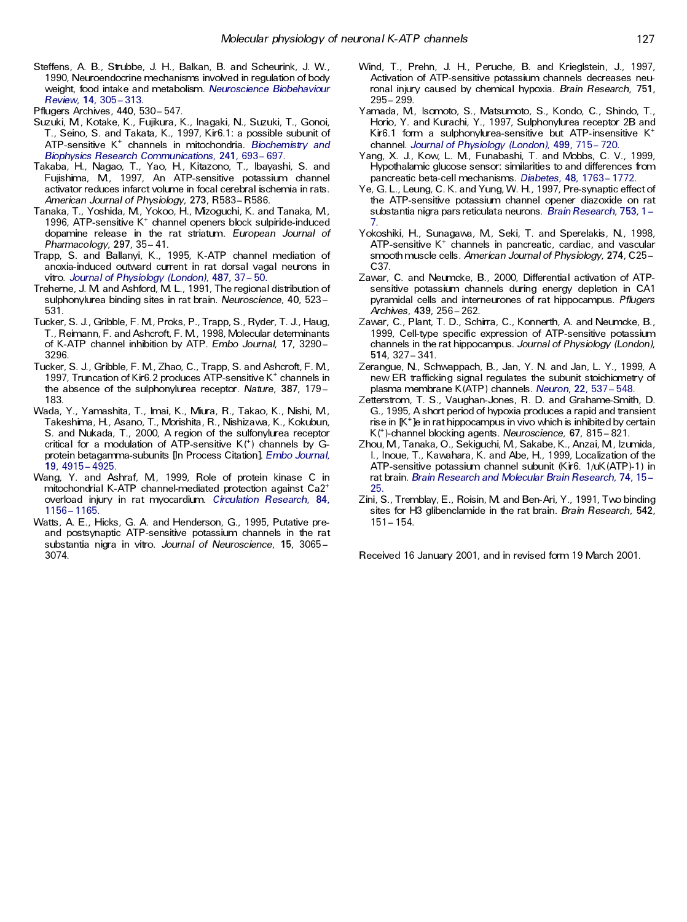Steffens, A. B., Strubbe, J. H., Balkan, B. and Scheurink, J. W., 1990, Neuroendocrine mechanisms involved in regulation of body weight, food intake and metabolism. *Neuroscience Biobehaviour Review*, **14**, 305–313.

Pflugers Archives, **440**, 530–547.

Suzuki, M., Kotake, K., Fujikura, K., Inagaki, N., Suzuki, T., Gonoi, T., Seino, S. and Takata, K., 1997, Kir6.1: a possible subunit of ATP-sensitive $K^+$ channels in mitochondria. *Biochemistry and Biophysics Research Communications*, **241**, 693–697.

Takaba, H., Nagao, T., Yao, H., Kitazono, T., Ibayashi, S. and Fujishima, M., 1997, An ATP-sensitive potassium channel activator reduces infarct volume in focal cerebral ischemia in rats. *American Journal of Physiology*, **273**, R583–R586.

Tanaka, T., Yoshida, M., Yokoo, H., Mizoguchi, K. and Tanaka, M., 1996, ATP-sensitive $K^+$ channel openers block sulpiride-induced dopamine release in the rat striatum. *European Journal of Pharmacology*, **297**, 35–41.

Trapp, S. and Ballanyi, K., 1995, K-ATP channel mediation of anoxia-induced outward current in rat dorsal vagal neurons in vitro. *Journal of Physiology (London)*, **487**, 37–50.

Treherne, J. M. and Ashford, M. L., 1991, The regional distribution of sulphonylurea binding sites in rat brain. *Neuroscience*, **40**, 523–531.

Tucker, S. J., Gribble, F. M., Proks, P., Trapp, S., Ryder, T. J., Haug, T., Reimann, F. and Ashcroft, F. M., 1998, Molecular determinants of K-ATP channel inhibition by ATP. *Embo Journal*, **17**, 3290–3296.

Tucker, S. J., Gribble, F. M., Zhao, C., Trapp, S. and Ashcroft, F. M., 1997, Truncation of Kir6.2 produces ATP-sensitive $K^+$ channels in the absence of the sulphonylurea receptor. *Nature*, **387**, 179–183.

Wada, Y., Yamashita, T., Imai, K., Miura, R., Takao, K., Nishi, M., Takeshima, H., Asano, T., Morishita, R., Nishizawa, K., Kokubun, S. and Nukada, T., 2000, A region of the sulfonylurea receptor critical for a modulation of ATP-sensitive $K(^+)$ channels by G-protein betagamma-subunits [In Process Citation]. *Embo Journal*, **19**, 4915–4925.

Wang, Y. and Ashraf, M., 1999, Role of protein kinase C in mitochondrial K-ATP channel-mediated protection against $Ca2^+$ overload injury in rat myocardium. *Circulation Research*, **84**, 1156–1165.

Watts, A. E., Hicks, G. A. and Henderson, G., 1995, Putative pre- and postsynaptic ATP-sensitive potassium channels in the rat substantia nigra in vitro. *Journal of Neuroscience*, **15**, 3065–3074.

Wind, T., Prehn, J. H., Peruche, B. and Krieglstein, J., 1997, Activation of ATP-sensitive potassium channels decreases neuronal injury caused by chemical hypoxia. *Brain Research*, **751**, 295–299.

Yamada, M., Isomoto, S., Matsumoto, S., Kondo, C., Shindo, T., Horio, Y. and Kurachi, Y., 1997, Sulphonylurea receptor 2B and Kir6.1 form a sulphonylurea-sensitive but ATP-insensitive $K^+$ channel. *Journal of Physiology (London)*, **499**, 715–720.

Yang, X. J., Kow, L. M., Funabashi, T. and Mobbs, C. V., 1999, Hypothalamic glucose sensor: similarities to and differences from pancreatic beta-cell mechanisms. *Diabetes*, **48**, 1763–1772.

Ye, G. L., Leung, C. K. and Yung, W. H., 1997, Pre-synaptic effect of the ATP-sensitive potassium channel opener diazoxide on rat substantia nigra pars reticulata neurons. *Brain Research*, **753**, 1–7.

Yokoshiki, H., Sunagawa, M., Seki, T. and Sperelakis, N., 1998, ATP-sensitive $K^+$ channels in pancreatic, cardiac, and vascular smooth muscle cells. *American Journal of Physiology*, **274**, C25–C37.

Zawar, C. and Neumcke, B., 2000, Differential activation of ATP-sensitive potassium channels during energy depletion in CA1 pyramidal cells and interneurones of rat hippocampus. *Pflugers Archives*, **439**, 256–262.

Zawar, C., Plant, T. D., Schirra, C., Konnerth, A. and Neumcke, B., 1999, Cell-type specific expression of ATP-sensitive potassium channels in the rat hippocampus. *Journal of Physiology (London)*, **514**, 327–341.

Zerangue, N., Schwappach, B., Jan, Y. N. and Jan, L. Y., 1999, A new ER trafficking signal regulates the subunit stoichiometry of plasma membrane K(ATP) channels. *Neuron*, **22**, 537–548.

Zetterstrom, T. S., Vaughan-Jones, R. D. and Grahame-Smith, D. G., 1995, A short period of hypoxia produces a rapid and transient rise in $[K^+]e$ in rat hippocampus in vivo which is inhibited by certain $K(^+)$-channel blocking agents. *Neuroscience*, **67**, 815–821.

Zhou, M., Tanaka, O., Sekiguchi, M., Sakabe, K., Anzai, M., Izumida, I., Inoue, T., Kawahara, K. and Abe, H., 1999, Localization of the ATP-sensitive potassium channel subunit (Kir6. 1/uK(ATP)-1) in rat brain. *Brain Research and Molecular Brain Research*, **74**, 15–25.

Zini, S., Tremblay, E., Roisin, M. and Ben-Ari, Y., 1991, Two binding sites for H3 glibenclamide in the rat brain. *Brain Research*, **542**, 151–154.

Received 16 January 2001, and in revised form 19 March 2001.